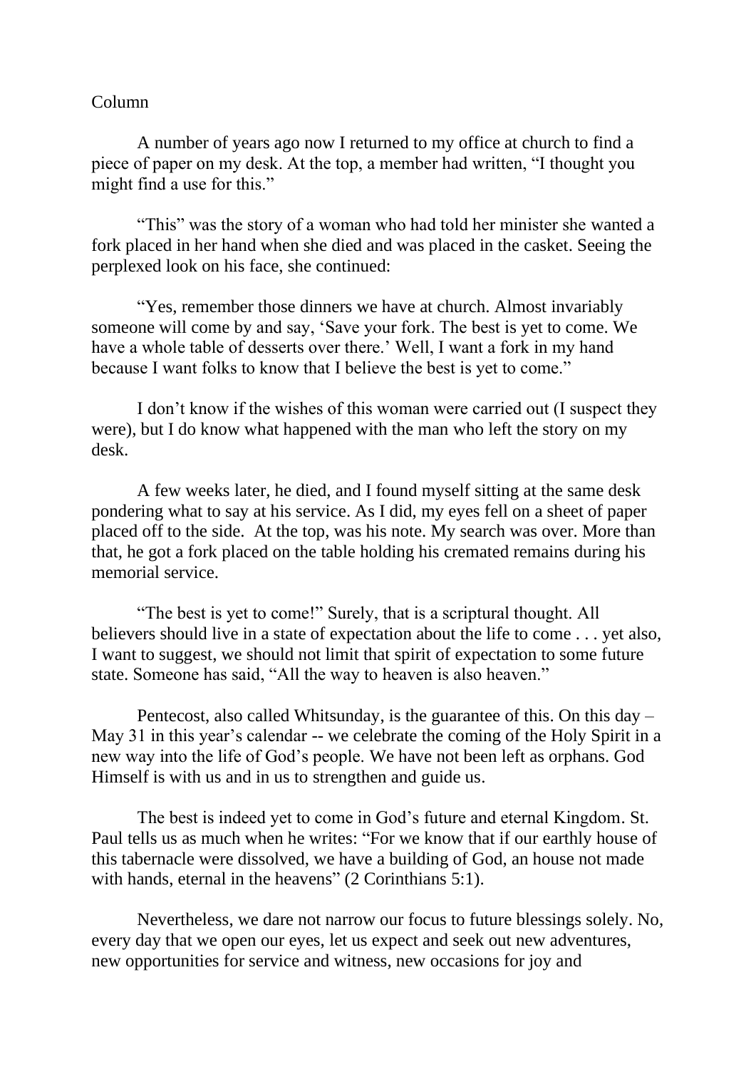Column

A number of years ago now I returned to my office at church to find a piece of paper on my desk. At the top, a member had written, "I thought you might find a use for this."

"This" was the story of a woman who had told her minister she wanted a fork placed in her hand when she died and was placed in the casket. Seeing the perplexed look on his face, she continued:

"Yes, remember those dinners we have at church. Almost invariably someone will come by and say, 'Save your fork. The best is yet to come. We have a whole table of desserts over there.' Well, I want a fork in my hand because I want folks to know that I believe the best is yet to come."

I don't know if the wishes of this woman were carried out (I suspect they were), but I do know what happened with the man who left the story on my desk.

A few weeks later, he died, and I found myself sitting at the same desk pondering what to say at his service. As I did, my eyes fell on a sheet of paper placed off to the side. At the top, was his note. My search was over. More than that, he got a fork placed on the table holding his cremated remains during his memorial service.

"The best is yet to come!" Surely, that is a scriptural thought. All believers should live in a state of expectation about the life to come . . . yet also, I want to suggest, we should not limit that spirit of expectation to some future state. Someone has said, "All the way to heaven is also heaven."

Pentecost, also called Whitsunday, is the guarantee of this. On this day – May 31 in this year's calendar -- we celebrate the coming of the Holy Spirit in a new way into the life of God's people. We have not been left as orphans. God Himself is with us and in us to strengthen and guide us.

The best is indeed yet to come in God's future and eternal Kingdom. St. Paul tells us as much when he writes: "For we know that if our earthly house of this tabernacle were dissolved, we have a building of God, an house not made with hands, eternal in the heavens" (2 Corinthians 5:1).

Nevertheless, we dare not narrow our focus to future blessings solely. No, every day that we open our eyes, let us expect and seek out new adventures, new opportunities for service and witness, new occasions for joy and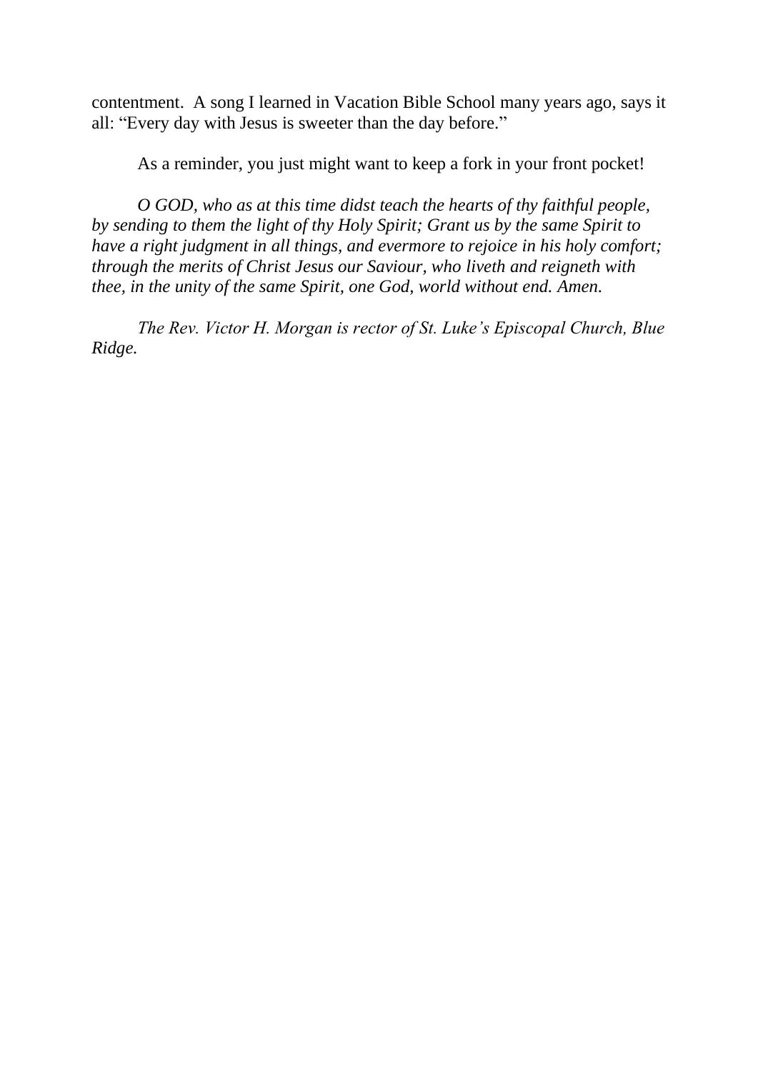contentment. A song I learned in Vacation Bible School many years ago, says it all: "Every day with Jesus is sweeter than the day before."

As a reminder, you just might want to keep a fork in your front pocket!

*O GOD, who as at this time didst teach the hearts of thy faithful people, by sending to them the light of thy Holy Spirit; Grant us by the same Spirit to have a right judgment in all things, and evermore to rejoice in his holy comfort; through the merits of Christ Jesus our Saviour, who liveth and reigneth with thee, in the unity of the same Spirit, one God, world without end. Amen.*

*The Rev. Victor H. Morgan is rector of St. Luke's Episcopal Church, Blue Ridge.*